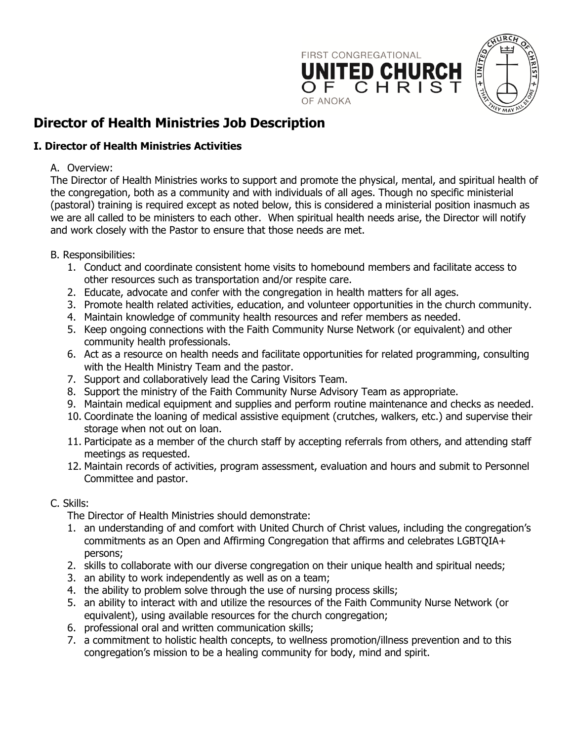FIRST CONGREGATIONAL
UNITED CHURCH OF CHRIST
OF ANOKA

# Director of Health Ministries Job Description

## I. Director of Health Ministries Activities

A. Overview:

The Director of Health Ministries works to support and promote the physical, mental, and spiritual health of the congregation, both as a community and with individuals of all ages. Though no specific ministerial (pastoral) training is required except as noted below, this is considered a ministerial position inasmuch as we are all called to be ministers to each other. When spiritual health needs arise, the Director will notify and work closely with the Pastor to ensure that those needs are met.

B. Responsibilities:

1. Conduct and coordinate consistent home visits to homebound members and facilitate access to other resources such as transportation and/or respite care.
2. Educate, advocate and confer with the congregation in health matters for all ages.
3. Promote health related activities, education, and volunteer opportunities in the church community.
4. Maintain knowledge of community health resources and refer members as needed.
5. Keep ongoing connections with the Faith Community Nurse Network (or equivalent) and other community health professionals.
6. Act as a resource on health needs and facilitate opportunities for related programming, consulting with the Health Ministry Team and the pastor.
7. Support and collaboratively lead the Caring Visitors Team.
8. Support the ministry of the Faith Community Nurse Advisory Team as appropriate.
9. Maintain medical equipment and supplies and perform routine maintenance and checks as needed.
10. Coordinate the loaning of medical assistive equipment (crutches, walkers, etc.) and supervise their storage when not out on loan.
11. Participate as a member of the church staff by accepting referrals from others, and attending staff meetings as requested.
12. Maintain records of activities, program assessment, evaluation and hours and submit to Personnel Committee and pastor.

C. Skills:

The Director of Health Ministries should demonstrate:

1. an understanding of and comfort with United Church of Christ values, including the congregation's commitments as an Open and Affirming Congregation that affirms and celebrates LGBTQIA+ persons;
2. skills to collaborate with our diverse congregation on their unique health and spiritual needs;
3. an ability to work independently as well as on a team;
4. the ability to problem solve through the use of nursing process skills;
5. an ability to interact with and utilize the resources of the Faith Community Nurse Network (or equivalent), using available resources for the church congregation;
6. professional oral and written communication skills;
7. a commitment to holistic health concepts, to wellness promotion/illness prevention and to this congregation's mission to be a healing community for body, mind and spirit.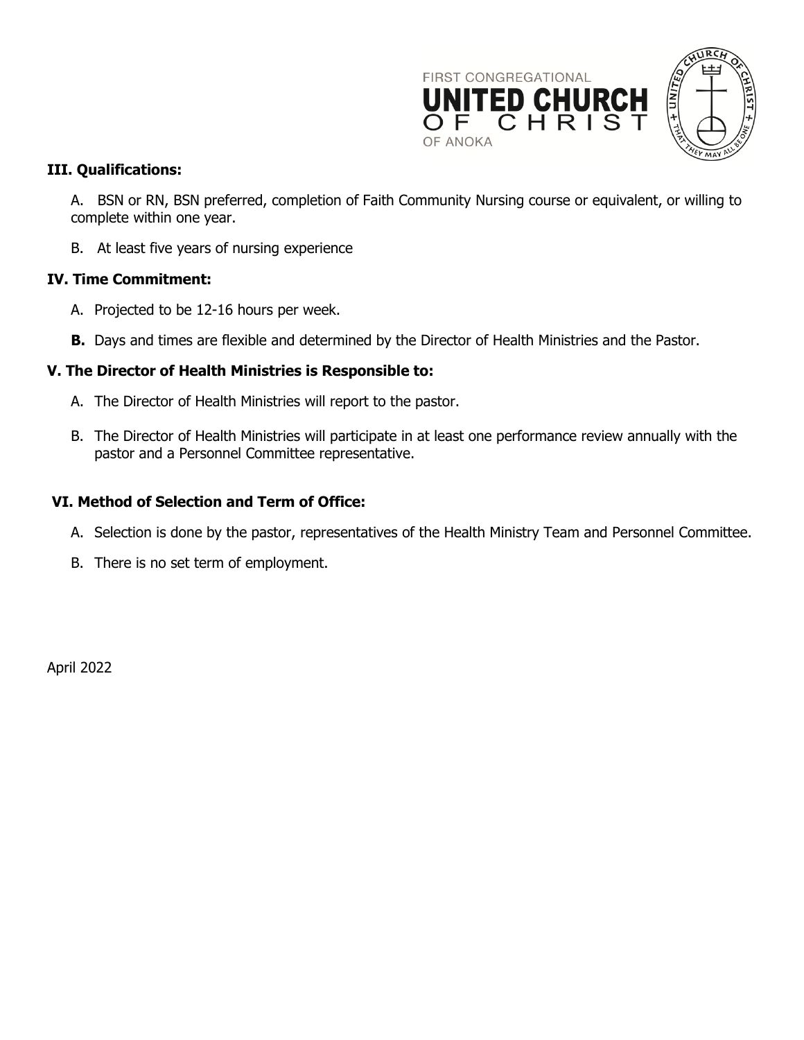### III. Qualifications:

A. BSN or RN, BSN preferred, completion of Faith Community Nursing course or equivalent, or willing to complete within one year.

B. At least five years of nursing experience

### IV. Time Commitment:

A. Projected to be 12-16 hours per week.

**B.** Days and times are flexible and determined by the Director of Health Ministries and the Pastor.

### V. The Director of Health Ministries is Responsible to:

A. The Director of Health Ministries will report to the pastor.

B. The Director of Health Ministries will participate in at least one performance review annually with the pastor and a Personnel Committee representative.

### VI. Method of Selection and Term of Office:

A. Selection is done by the pastor, representatives of the Health Ministry Team and Personnel Committee.

B. There is no set term of employment.

April 2022